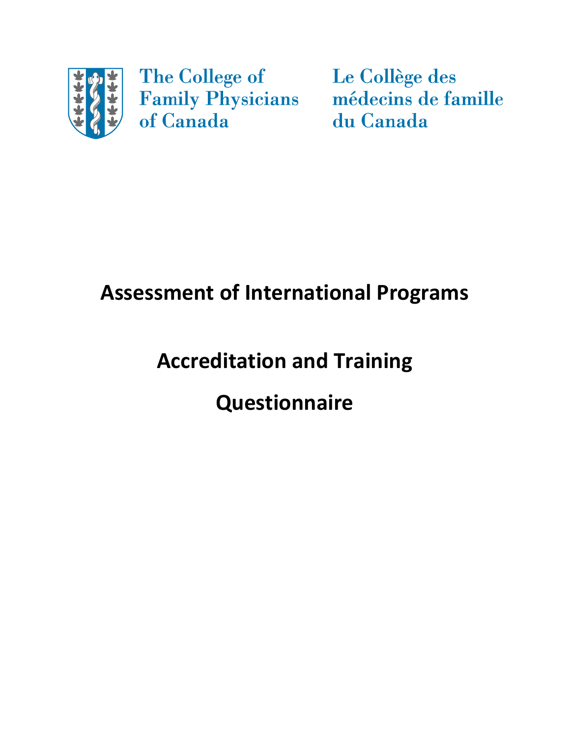The College of Family Physicians of Canada

Le Collège des médecins de famille du Canada

# Assessment of International Programs

# Accreditation and Training

# Questionnaire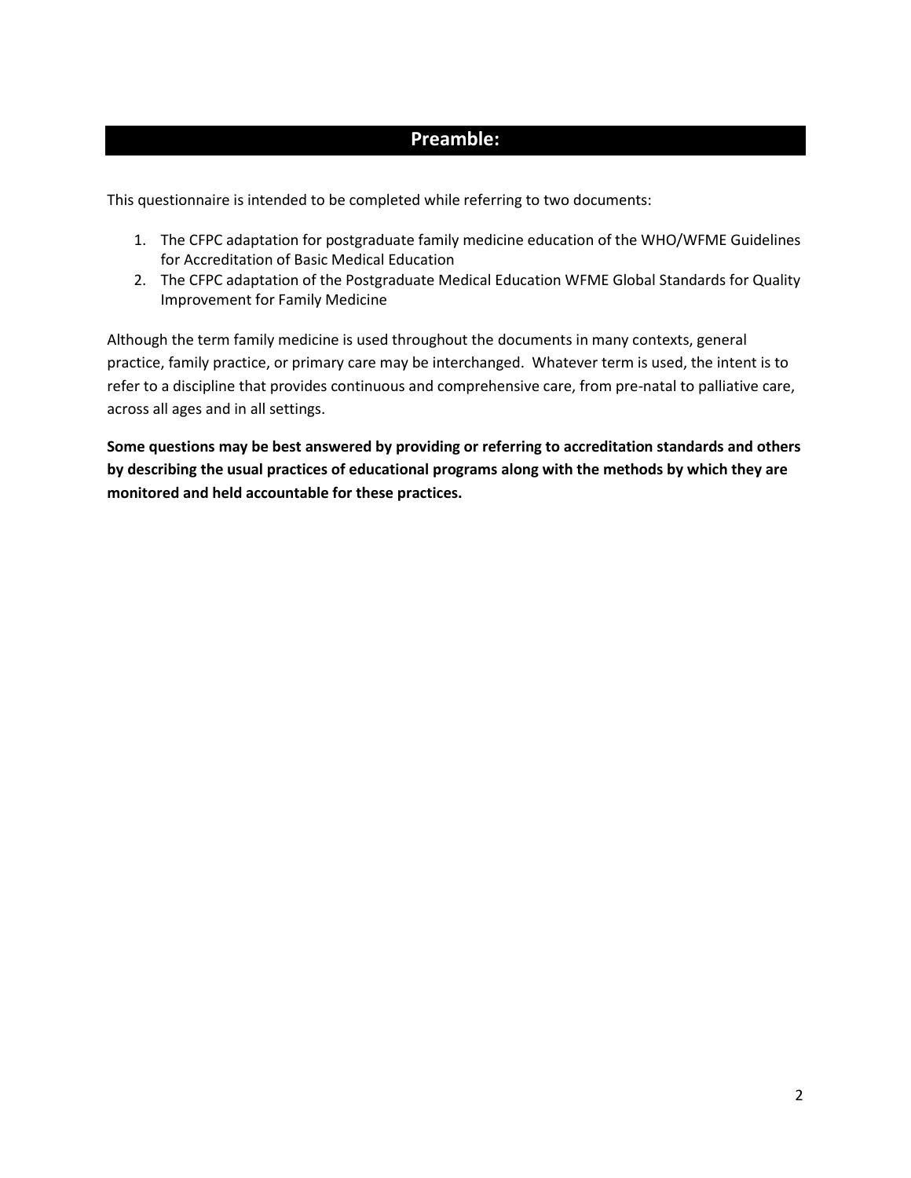## Preamble:

This questionnaire is intended to be completed while referring to two documents:

1. The CFPC adaptation for postgraduate family medicine education of the WHO/WFME Guidelines for Accreditation of Basic Medical Education
2. The CFPC adaptation of the Postgraduate Medical Education WFME Global Standards for Quality Improvement for Family Medicine

Although the term family medicine is used throughout the documents in many contexts, general practice, family practice, or primary care may be interchanged. Whatever term is used, the intent is to refer to a discipline that provides continuous and comprehensive care, from pre-natal to palliative care, across all ages and in all settings.

**Some questions may be best answered by providing or referring to accreditation standards and others by describing the usual practices of educational programs along with the methods by which they are monitored and held accountable for these practices.**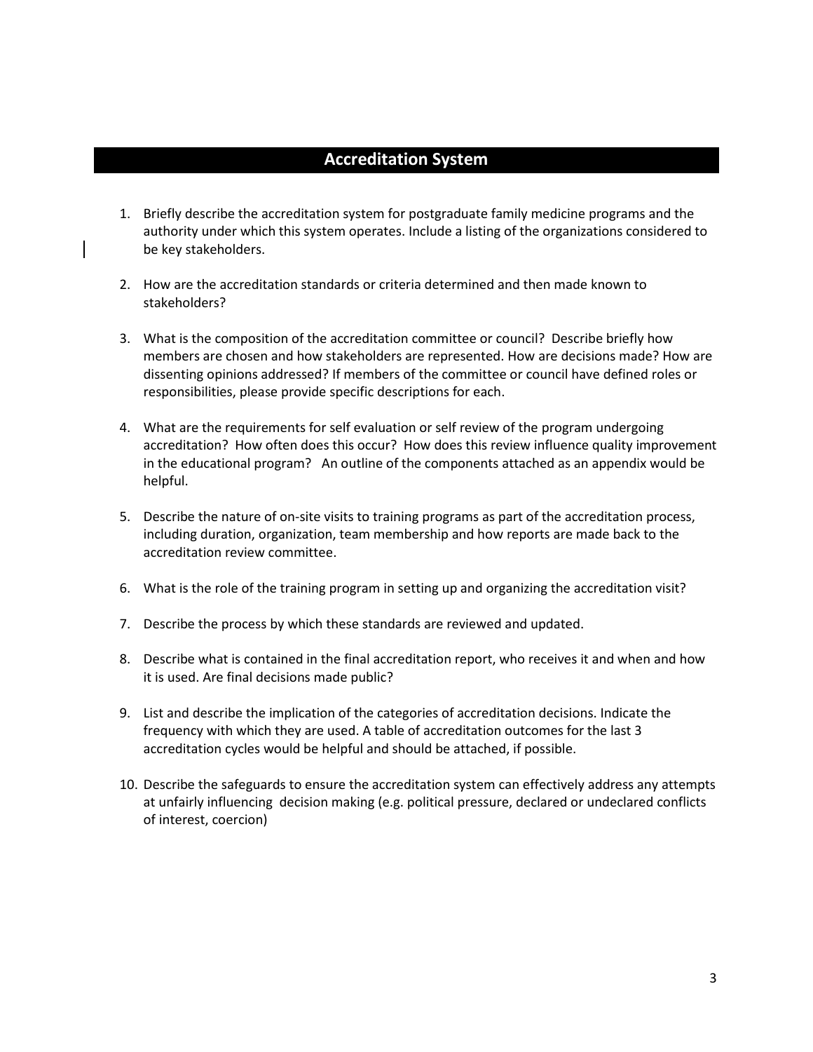## Accreditation System

1. Briefly describe the accreditation system for postgraduate family medicine programs and the authority under which this system operates. Include a listing of the organizations considered to be key stakeholders.

2. How are the accreditation standards or criteria determined and then made known to stakeholders?

3. What is the composition of the accreditation committee or council? Describe briefly how members are chosen and how stakeholders are represented. How are decisions made? How are dissenting opinions addressed? If members of the committee or council have defined roles or responsibilities, please provide specific descriptions for each.

4. What are the requirements for self evaluation or self review of the program undergoing accreditation? How often does this occur? How does this review influence quality improvement in the educational program? An outline of the components attached as an appendix would be helpful.

5. Describe the nature of on-site visits to training programs as part of the accreditation process, including duration, organization, team membership and how reports are made back to the accreditation review committee.

6. What is the role of the training program in setting up and organizing the accreditation visit?

7. Describe the process by which these standards are reviewed and updated.

8. Describe what is contained in the final accreditation report, who receives it and when and how it is used. Are final decisions made public?

9. List and describe the implication of the categories of accreditation decisions. Indicate the frequency with which they are used. A table of accreditation outcomes for the last 3 accreditation cycles would be helpful and should be attached, if possible.

10. Describe the safeguards to ensure the accreditation system can effectively address any attempts at unfairly influencing decision making (e.g. political pressure, declared or undeclared conflicts of interest, coercion)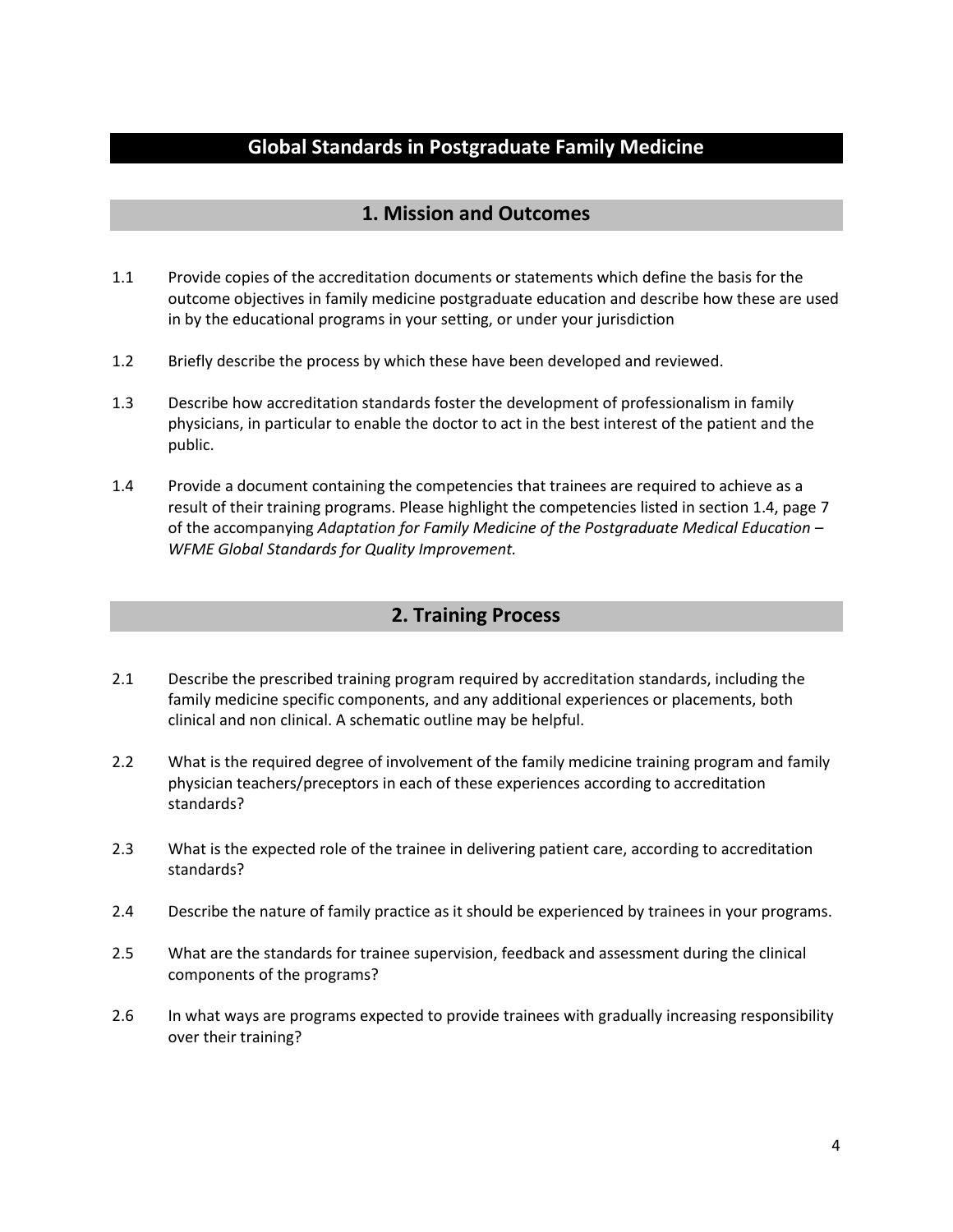# Global Standards in Postgraduate Family Medicine

## 1. Mission and Outcomes

1.1 Provide copies of the accreditation documents or statements which define the basis for the outcome objectives in family medicine postgraduate education and describe how these are used in by the educational programs in your setting, or under your jurisdiction

1.2 Briefly describe the process by which these have been developed and reviewed.

1.3 Describe how accreditation standards foster the development of professionalism in family physicians, in particular to enable the doctor to act in the best interest of the patient and the public.

1.4 Provide a document containing the competencies that trainees are required to achieve as a result of their training programs. Please highlight the competencies listed in section 1.4, page 7 of the accompanying *Adaptation for Family Medicine of the Postgraduate Medical Education – WFME Global Standards for Quality Improvement.*

## 2. Training Process

2.1 Describe the prescribed training program required by accreditation standards, including the family medicine specific components, and any additional experiences or placements, both clinical and non clinical. A schematic outline may be helpful.

2.2 What is the required degree of involvement of the family medicine training program and family physician teachers/preceptors in each of these experiences according to accreditation standards?

2.3 What is the expected role of the trainee in delivering patient care, according to accreditation standards?

2.4 Describe the nature of family practice as it should be experienced by trainees in your programs.

2.5 What are the standards for trainee supervision, feedback and assessment during the clinical components of the programs?

2.6 In what ways are programs expected to provide trainees with gradually increasing responsibility over their training?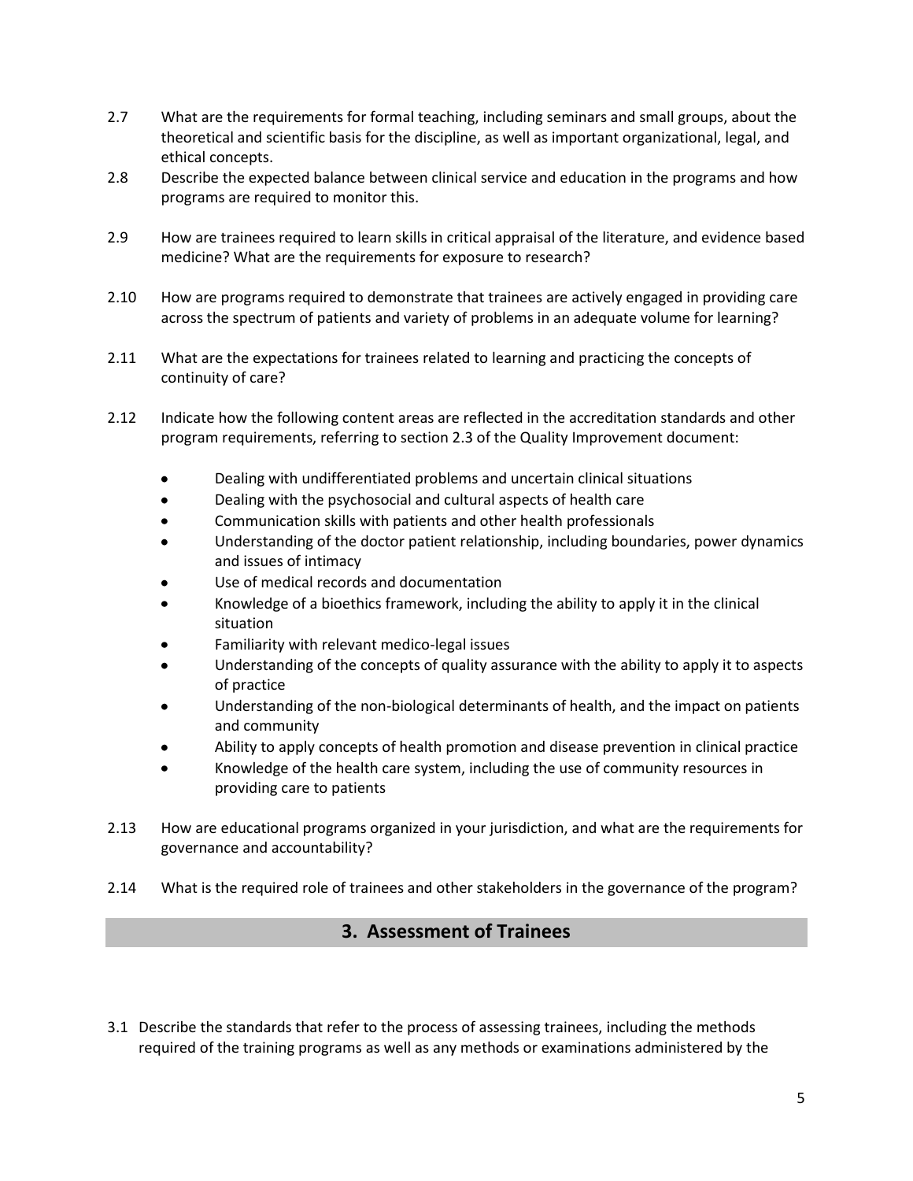2.7 What are the requirements for formal teaching, including seminars and small groups, about the theoretical and scientific basis for the discipline, as well as important organizational, legal, and ethical concepts.

2.8 Describe the expected balance between clinical service and education in the programs and how programs are required to monitor this.

2.9 How are trainees required to learn skills in critical appraisal of the literature, and evidence based medicine? What are the requirements for exposure to research?

2.10 How are programs required to demonstrate that trainees are actively engaged in providing care across the spectrum of patients and variety of problems in an adequate volume for learning?

2.11 What are the expectations for trainees related to learning and practicing the concepts of continuity of care?

2.12 Indicate how the following content areas are reflected in the accreditation standards and other program requirements, referring to section 2.3 of the Quality Improvement document:

- Dealing with undifferentiated problems and uncertain clinical situations
- Dealing with the psychosocial and cultural aspects of health care
- Communication skills with patients and other health professionals
- Understanding of the doctor patient relationship, including boundaries, power dynamics and issues of intimacy
- Use of medical records and documentation
- Knowledge of a bioethics framework, including the ability to apply it in the clinical situation
- Familiarity with relevant medico-legal issues
- Understanding of the concepts of quality assurance with the ability to apply it to aspects of practice
- Understanding of the non-biological determinants of health, and the impact on patients and community
- Ability to apply concepts of health promotion and disease prevention in clinical practice
- Knowledge of the health care system, including the use of community resources in providing care to patients

2.13 How are educational programs organized in your jurisdiction, and what are the requirements for governance and accountability?

2.14 What is the required role of trainees and other stakeholders in the governance of the program?

## 3. Assessment of Trainees

3.1 Describe the standards that refer to the process of assessing trainees, including the methods required of the training programs as well as any methods or examinations administered by the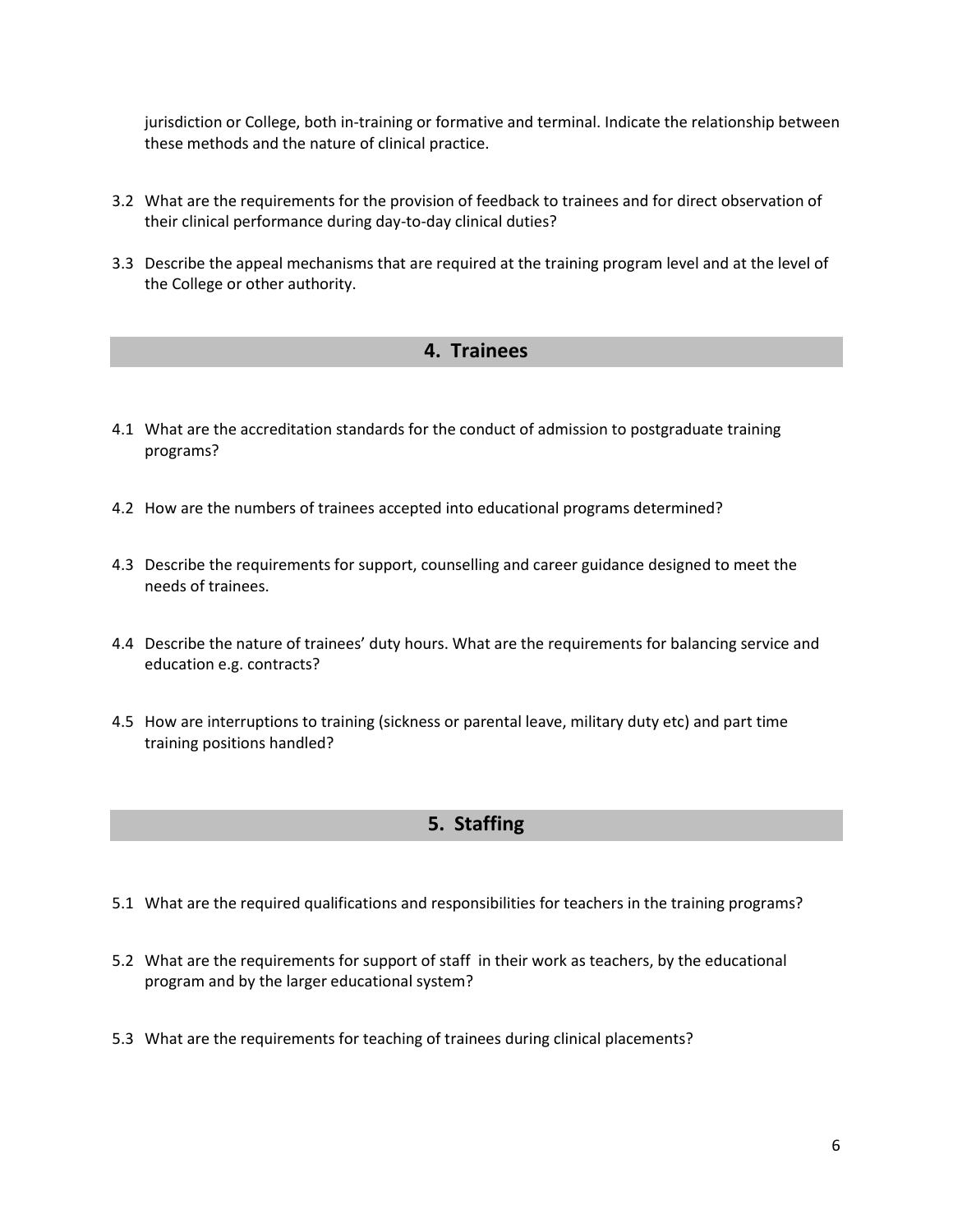jurisdiction or College, both in-training or formative and terminal. Indicate the relationship between these methods and the nature of clinical practice.

3.2 What are the requirements for the provision of feedback to trainees and for direct observation of their clinical performance during day-to-day clinical duties?

3.3 Describe the appeal mechanisms that are required at the training program level and at the level of the College or other authority.

## 4. Trainees

4.1 What are the accreditation standards for the conduct of admission to postgraduate training programs?

4.2 How are the numbers of trainees accepted into educational programs determined?

4.3 Describe the requirements for support, counselling and career guidance designed to meet the needs of trainees.

4.4 Describe the nature of trainees' duty hours. What are the requirements for balancing service and education e.g. contracts?

4.5 How are interruptions to training (sickness or parental leave, military duty etc) and part time training positions handled?

## 5. Staffing

5.1 What are the required qualifications and responsibilities for teachers in the training programs?

5.2 What are the requirements for support of staff in their work as teachers, by the educational program and by the larger educational system?

5.3 What are the requirements for teaching of trainees during clinical placements?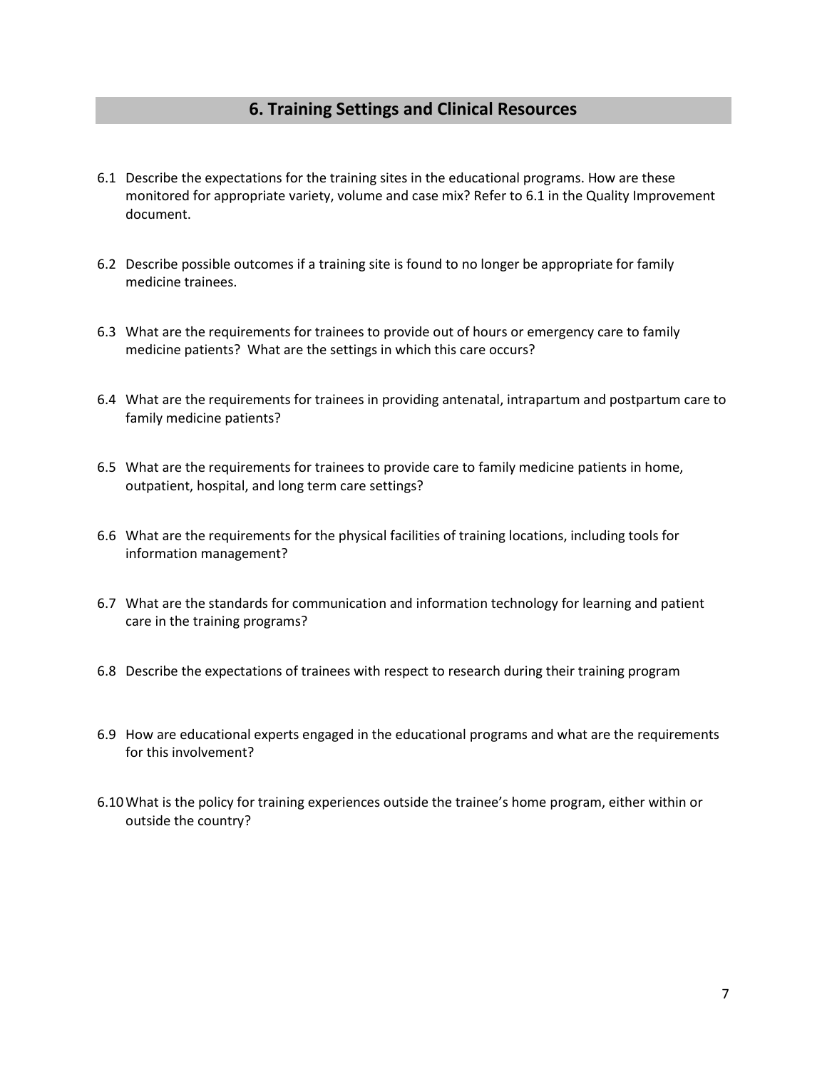## 6. Training Settings and Clinical Resources

6.1 Describe the expectations for the training sites in the educational programs. How are these monitored for appropriate variety, volume and case mix? Refer to 6.1 in the Quality Improvement document.

6.2 Describe possible outcomes if a training site is found to no longer be appropriate for family medicine trainees.

6.3 What are the requirements for trainees to provide out of hours or emergency care to family medicine patients? What are the settings in which this care occurs?

6.4 What are the requirements for trainees in providing antenatal, intrapartum and postpartum care to family medicine patients?

6.5 What are the requirements for trainees to provide care to family medicine patients in home, outpatient, hospital, and long term care settings?

6.6 What are the requirements for the physical facilities of training locations, including tools for information management?

6.7 What are the standards for communication and information technology for learning and patient care in the training programs?

6.8 Describe the expectations of trainees with respect to research during their training program

6.9 How are educational experts engaged in the educational programs and what are the requirements for this involvement?

6.10 What is the policy for training experiences outside the trainee's home program, either within or outside the country?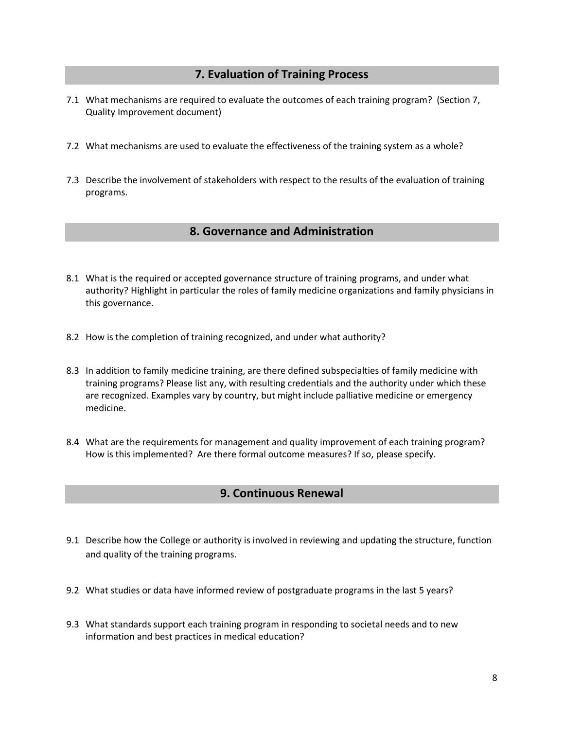## 7. Evaluation of Training Process

7.1 What mechanisms are required to evaluate the outcomes of each training program? (Section 7, Quality Improvement document)

7.2 What mechanisms are used to evaluate the effectiveness of the training system as a whole?

7.3 Describe the involvement of stakeholders with respect to the results of the evaluation of training programs.

## 8. Governance and Administration

8.1 What is the required or accepted governance structure of training programs, and under what authority? Highlight in particular the roles of family medicine organizations and family physicians in this governance.

8.2 How is the completion of training recognized, and under what authority?

8.3 In addition to family medicine training, are there defined subspecialties of family medicine with training programs? Please list any, with resulting credentials and the authority under which these are recognized. Examples vary by country, but might include palliative medicine or emergency medicine.

8.4 What are the requirements for management and quality improvement of each training program? How is this implemented? Are there formal outcome measures? If so, please specify.

## 9. Continuous Renewal

9.1 Describe how the College or authority is involved in reviewing and updating the structure, function and quality of the training programs.

9.2 What studies or data have informed review of postgraduate programs in the last 5 years?

9.3 What standards support each training program in responding to societal needs and to new information and best practices in medical education?